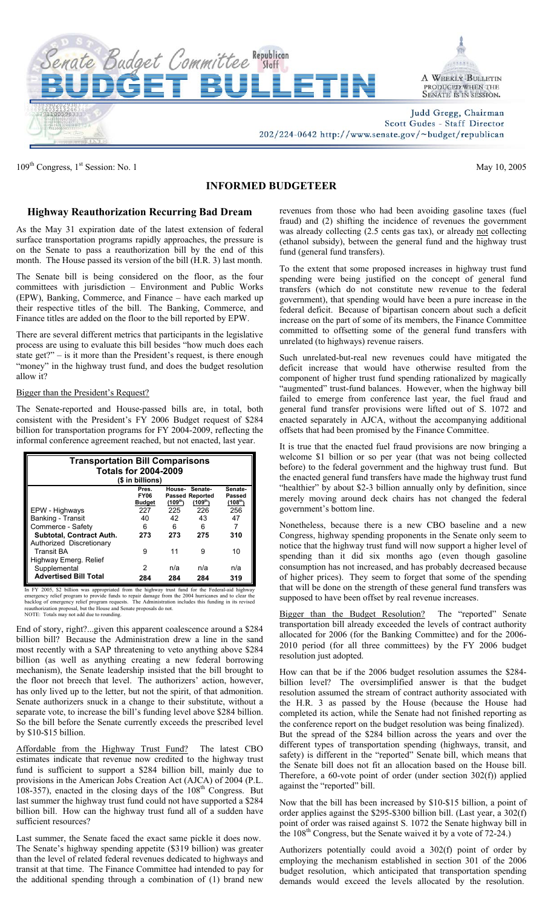# Senate Budget Committee Republican Staff

# BUDGET BULLETIN

A WEEKLY BULLETIN PRODUCED WHEN THE SENATE IS IN SESSION.

Judd Gregg, Chairman
Scott Gudes - Staff Director
202/224-0642 http://www.senate.gov/~budget/republican

109th Congress, 1st Session: No. 1

May 10, 2005

## INFORMED BUDGETEER

### Highway Reauthorization Recurring Bad Dream

As the May 31 expiration date of the latest extension of federal surface transportation programs rapidly approaches, the pressure is on the Senate to pass a reauthorization bill by the end of this month. The House passed its version of the bill (H.R. 3) last month.

The Senate bill is being considered on the floor, as the four committees with jurisdiction – Environment and Public Works (EPW), Banking, Commerce, and Finance – have each marked up their respective titles of the bill. The Banking, Commerce, and Finance titles are added on the floor to the bill reported by EPW.

There are several different metrics that participants in the legislative process are using to evaluate this bill besides "how much does each state get?" – is it more than the President's request, is there enough "money" in the highway trust fund, and does the budget resolution allow it?

Bigger than the President's Request?

The Senate-reported and House-passed bills are, in total, both consistent with the President's FY 2006 Budget request of $284 billion for transportation programs for FY 2004-2009, reflecting the informal conference agreement reached, but not enacted, last year.

**Transportation Bill Comparisons**
**Totals for 2004-2009**
**($ in billions)**

| | Pres. FY06 Budget | House-Passed (109th) | Senate-Reported (109th) | Senate-Passed (108th) |
|---|---|---|---|---|
| EPW - Highways | 227 | 225 | 226 | 256 |
| Banking - Transit | 40 | 42 | 43 | 47 |
| Commerce - Safety | 6 | 6 | 6 | 7 |
| **Subtotal, Contract Auth.** | **273** | **273** | **275** | **310** |
| Authorized Discretionary | | | | |
| Transit BA | 9 | 11 | 9 | 10 |
| Highway Emerg. Relief | | | | |
| Supplemental | 2 | n/a | n/a | n/a |
| **Advertised Bill Total** | **284** | **284** | **284** | **319** |

In FY 2005, $2 billion was appropriated from the highway trust fund for the Federal-aid highway emergency relief program to provide funds to repair damage from the 2004 hurricanes and to clear the backlog of emergency relief program requests. The Administration includes this funding in its revised reauthorization proposal, but the House and Senate proposals do not.
NOTE: Totals may not add due to rounding.

End of story, right?...given this apparent coalescence around a $284 billion bill? Because the Administration drew a line in the sand most recently with a SAP threatening to veto anything above $284 billion (as well as anything creating a new federal borrowing mechanism), the Senate leadership insisted that the bill brought to the floor not breech that level. The authorizers' action, however, has only lived up to the letter, but not the spirit, of that admonition. Senate authorizers snuck in a change to their substitute, without a separate vote, to increase the bill's funding level above $284 billion. So the bill before the Senate currently exceeds the prescribed level by $10-$15 billion.

Affordable from the Highway Trust Fund? The latest CBO estimates indicate that revenue now credited to the highway trust fund is sufficient to support a $284 billion bill, mainly due to provisions in the American Jobs Creation Act (AJCA) of 2004 (P.L. 108-357), enacted in the closing days of the 108th Congress. But last summer the highway trust fund could not have supported a $284 billion bill. How can the highway trust fund all of a sudden have sufficient resources?

Last summer, the Senate faced the exact same pickle it does now. The Senate's highway spending appetite ($319 billion) was greater than the level of related federal revenues dedicated to highways and transit at that time. The Finance Committee had intended to pay for the additional spending through a combination of (1) brand new revenues from those who had been avoiding gasoline taxes (fuel fraud) and (2) shifting the incidence of revenues the government was already collecting (2.5 cents gas tax), or already not collecting (ethanol subsidy), between the general fund and the highway trust fund (general fund transfers).

To the extent that some proposed increases in highway trust fund spending were being justified on the concept of general fund transfers (which do not constitute new revenue to the federal government), that spending would have been a pure increase in the federal deficit. Because of bipartisan concern about such a deficit increase on the part of some of its members, the Finance Committee committed to offsetting some of the general fund transfers with unrelated (to highways) revenue raisers.

Such unrelated-but-real new revenues could have mitigated the deficit increase that would have otherwise resulted from the component of higher trust fund spending rationalized by magically "augmented" trust-fund balances. However, when the highway bill failed to emerge from conference last year, the fuel fraud and general fund transfer provisions were lifted out of S. 1072 and enacted separately in AJCA, without the accompanying additional offsets that had been promised by the Finance Committee.

It is true that the enacted fuel fraud provisions are now bringing a welcome $1 billion or so per year (that was not being collected before) to the federal government and the highway trust fund. But the enacted general fund transfers have made the highway trust fund "healthier" by about $2-3 billion annually only by definition, since merely moving around deck chairs has not changed the federal government's bottom line.

Nonetheless, because there is a new CBO baseline and a new Congress, highway spending proponents in the Senate only seem to notice that the highway trust fund will now support a higher level of spending than it did six months ago (even though gasoline consumption has not increased, and has probably decreased because of higher prices). They seem to forget that some of the spending that will be done on the strength of these general fund transfers was supposed to have been offset by real revenue increases.

Bigger than the Budget Resolution? The "reported" Senate transportation bill already exceeded the levels of contract authority allocated for 2006 (for the Banking Committee) and for the 2006-2010 period (for all three committees) by the FY 2006 budget resolution just adopted.

How can that be if the 2006 budget resolution assumes the $284-billion level? The oversimplified answer is that the budget resolution assumed the stream of contract authority associated with the H.R. 3 as passed by the House (because the House had completed its action, while the Senate had not finished reporting as the conference report on the budget resolution was being finalized). But the spread of the $284 billion across the years and over the different types of transportation spending (highways, transit, and safety) is different in the "reported" Senate bill, which means that the Senate bill does not fit an allocation based on the House bill. Therefore, a 60-vote point of order (under section 302(f)) applied against the "reported" bill.

Now that the bill has been increased by $10-$15 billion, a point of order applies against the $295-$300 billion bill. (Last year, a 302(f) point of order was raised against S. 1072 the Senate highway bill in the 108th Congress, but the Senate waived it by a vote of 72-24.)

Authorizers potentially could avoid a 302(f) point of order by employing the mechanism established in section 301 of the 2006 budget resolution, which anticipated that transportation spending demands would exceed the levels allocated by the resolution.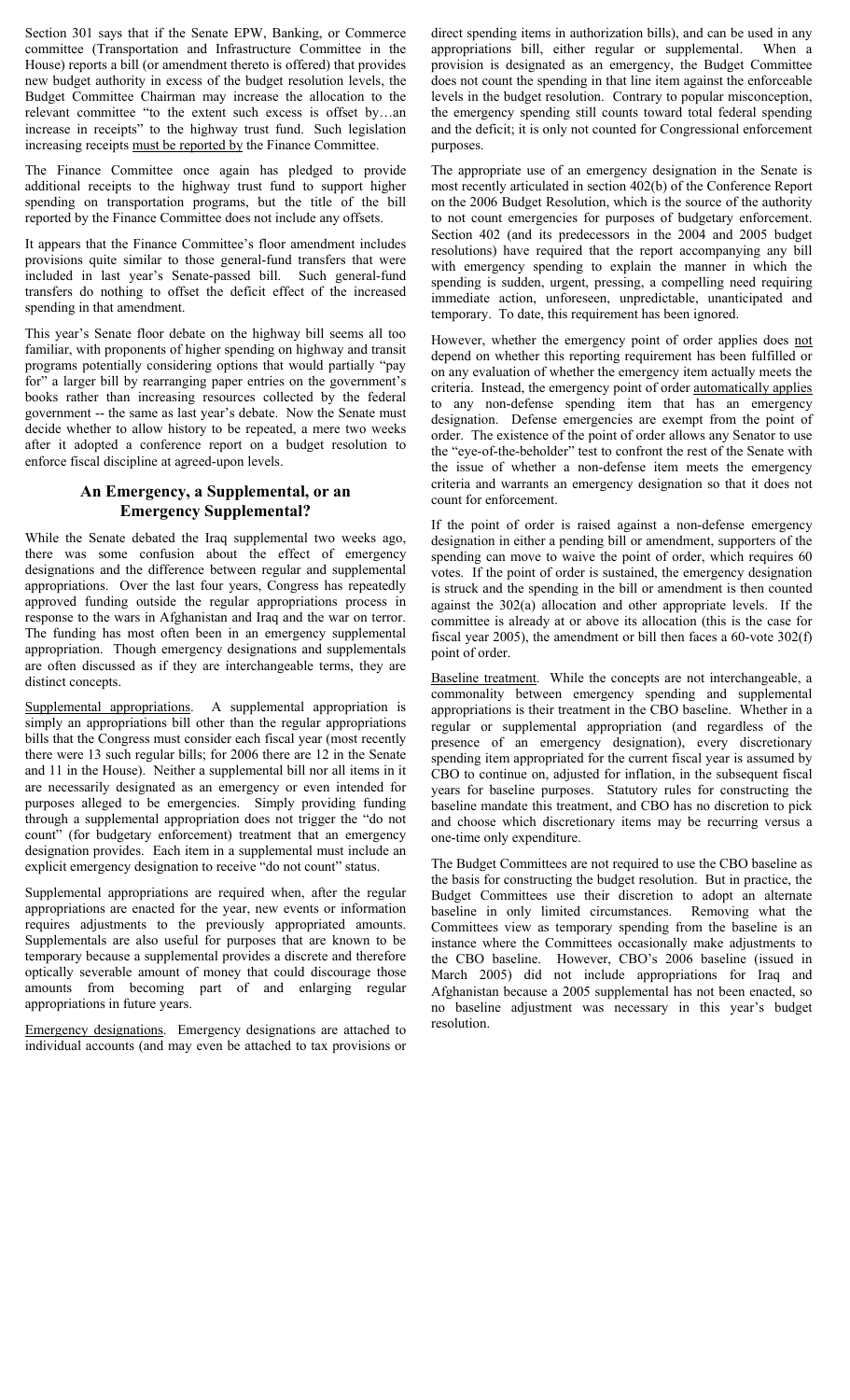Section 301 says that if the Senate EPW, Banking, or Commerce committee (Transportation and Infrastructure Committee in the House) reports a bill (or amendment thereto is offered) that provides new budget authority in excess of the budget resolution levels, the Budget Committee Chairman may increase the allocation to the relevant committee "to the extent such excess is offset by…an increase in receipts" to the highway trust fund. Such legislation increasing receipts must be reported by the Finance Committee.

The Finance Committee once again has pledged to provide additional receipts to the highway trust fund to support higher spending on transportation programs, but the title of the bill reported by the Finance Committee does not include any offsets.

It appears that the Finance Committee's floor amendment includes provisions quite similar to those general-fund transfers that were included in last year's Senate-passed bill. Such general-fund transfers do nothing to offset the deficit effect of the increased spending in that amendment.

This year's Senate floor debate on the highway bill seems all too familiar, with proponents of higher spending on highway and transit programs potentially considering options that would partially "pay for" a larger bill by rearranging paper entries on the government's books rather than increasing resources collected by the federal government -- the same as last year's debate. Now the Senate must decide whether to allow history to be repeated, a mere two weeks after it adopted a conference report on a budget resolution to enforce fiscal discipline at agreed-upon levels.

## An Emergency, a Supplemental, or an Emergency Supplemental?

While the Senate debated the Iraq supplemental two weeks ago, there was some confusion about the effect of emergency designations and the difference between regular and supplemental appropriations. Over the last four years, Congress has repeatedly approved funding outside the regular appropriations process in response to the wars in Afghanistan and Iraq and the war on terror. The funding has most often been in an emergency supplemental appropriation. Though emergency designations and supplementals are often discussed as if they are interchangeable terms, they are distinct concepts.

Supplemental appropriations. A supplemental appropriation is simply an appropriations bill other than the regular appropriations bills that the Congress must consider each fiscal year (most recently there were 13 such regular bills; for 2006 there are 12 in the Senate and 11 in the House). Neither a supplemental bill nor all items in it are necessarily designated as an emergency or even intended for purposes alleged to be emergencies. Simply providing funding through a supplemental appropriation does not trigger the "do not count" (for budgetary enforcement) treatment that an emergency designation provides. Each item in a supplemental must include an explicit emergency designation to receive "do not count" status.

Supplemental appropriations are required when, after the regular appropriations are enacted for the year, new events or information requires adjustments to the previously appropriated amounts. Supplementals are also useful for purposes that are known to be temporary because a supplemental provides a discrete and therefore optically severable amount of money that could discourage those amounts from becoming part of and enlarging regular appropriations in future years.

Emergency designations. Emergency designations are attached to individual accounts (and may even be attached to tax provisions or direct spending items in authorization bills), and can be used in any appropriations bill, either regular or supplemental. When a provision is designated as an emergency, the Budget Committee does not count the spending in that line item against the enforceable levels in the budget resolution. Contrary to popular misconception, the emergency spending still counts toward total federal spending and the deficit; it is only not counted for Congressional enforcement purposes.

The appropriate use of an emergency designation in the Senate is most recently articulated in section 402(b) of the Conference Report on the 2006 Budget Resolution, which is the source of the authority to not count emergencies for purposes of budgetary enforcement. Section 402 (and its predecessors in the 2004 and 2005 budget resolutions) have required that the report accompanying any bill with emergency spending to explain the manner in which the spending is sudden, urgent, pressing, a compelling need requiring immediate action, unforeseen, unpredictable, unanticipated and temporary. To date, this requirement has been ignored.

However, whether the emergency point of order applies does not depend on whether this reporting requirement has been fulfilled or on any evaluation of whether the emergency item actually meets the criteria. Instead, the emergency point of order automatically applies to any non-defense spending item that has an emergency designation. Defense emergencies are exempt from the point of order. The existence of the point of order allows any Senator to use the "eye-of-the-beholder" test to confront the rest of the Senate with the issue of whether a non-defense item meets the emergency criteria and warrants an emergency designation so that it does not count for enforcement.

If the point of order is raised against a non-defense emergency designation in either a pending bill or amendment, supporters of the spending can move to waive the point of order, which requires 60 votes. If the point of order is sustained, the emergency designation is struck and the spending in the bill or amendment is then counted against the 302(a) allocation and other appropriate levels. If the committee is already at or above its allocation (this is the case for fiscal year 2005), the amendment or bill then faces a 60-vote 302(f) point of order.

Baseline treatment. While the concepts are not interchangeable, a commonality between emergency spending and supplemental appropriations is their treatment in the CBO baseline. Whether in a regular or supplemental appropriation (and regardless of the presence of an emergency designation), every discretionary spending item appropriated for the current fiscal year is assumed by CBO to continue on, adjusted for inflation, in the subsequent fiscal years for baseline purposes. Statutory rules for constructing the baseline mandate this treatment, and CBO has no discretion to pick and choose which discretionary items may be recurring versus a one-time only expenditure.

The Budget Committees are not required to use the CBO baseline as the basis for constructing the budget resolution. But in practice, the Budget Committees use their discretion to adopt an alternate baseline in only limited circumstances. Removing what the Committees view as temporary spending from the baseline is an instance where the Committees occasionally make adjustments to the CBO baseline. However, CBO's 2006 baseline (issued in March 2005) did not include appropriations for Iraq and Afghanistan because a 2005 supplemental has not been enacted, so no baseline adjustment was necessary in this year's budget resolution.